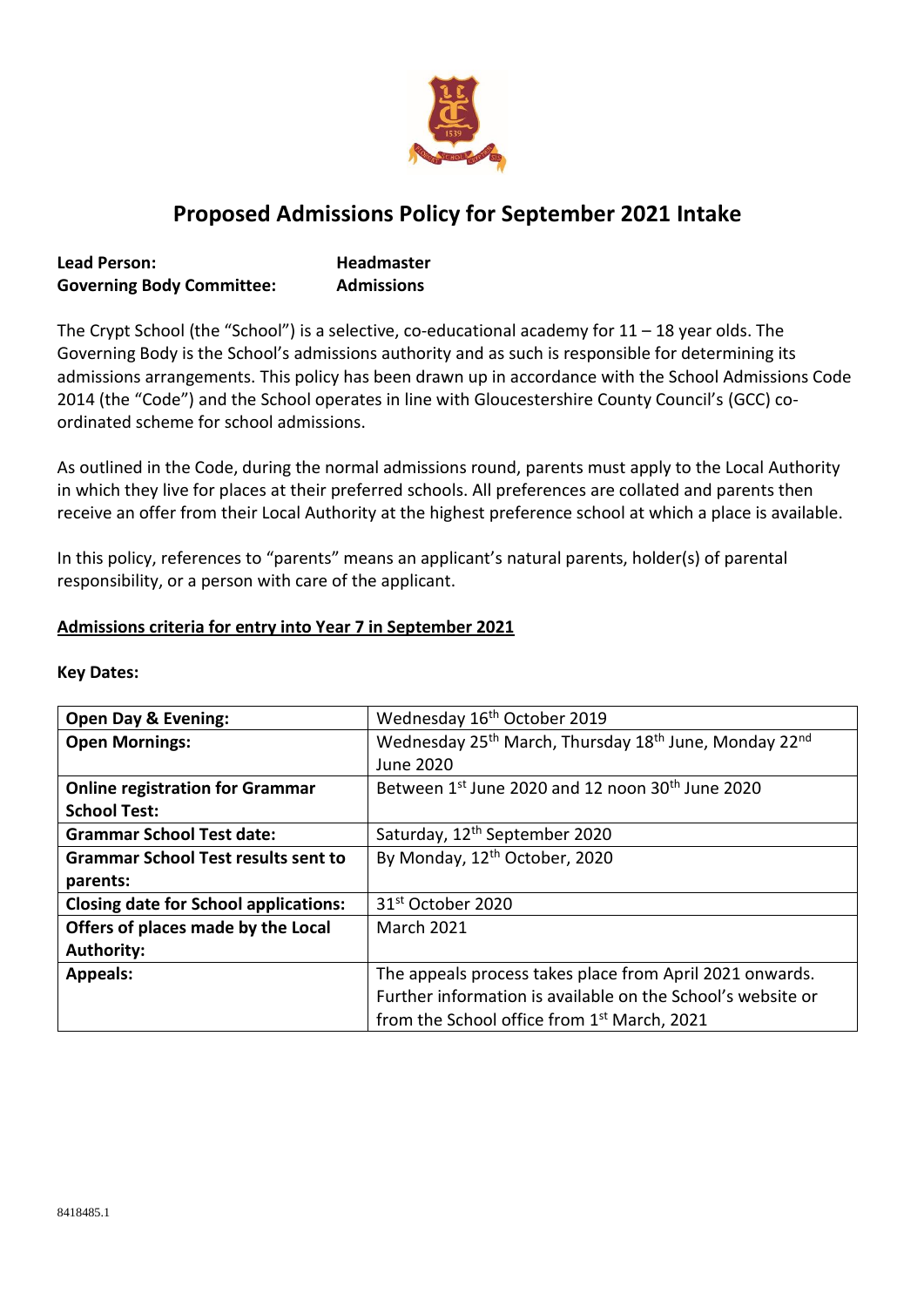# Proposed Admissions Policy for September 2021 Intake

**Lead Person:** **Headmaster**
**Governing Body Committee:** **Admissions**

The Crypt School (the "School") is a selective, co-educational academy for 11 – 18 year olds. The Governing Body is the School's admissions authority and as such is responsible for determining its admissions arrangements. This policy has been drawn up in accordance with the School Admissions Code 2014 (the "Code") and the School operates in line with Gloucestershire County Council's (GCC) co-ordinated scheme for school admissions.

As outlined in the Code, during the normal admissions round, parents must apply to the Local Authority in which they live for places at their preferred schools. All preferences are collated and parents then receive an offer from their Local Authority at the highest preference school at which a place is available.

In this policy, references to "parents" means an applicant's natural parents, holder(s) of parental responsibility, or a person with care of the applicant.

## Admissions criteria for entry into Year 7 in September 2021

**Key Dates:**

| | |
|---|---|
| **Open Day & Evening:** | Wednesday 16th October 2019 |
| **Open Mornings:** | Wednesday 25th March, Thursday 18th June, Monday 22nd June 2020 |
| **Online registration for Grammar School Test:** | Between 1st June 2020 and 12 noon 30th June 2020 |
| **Grammar School Test date:** | Saturday, 12th September 2020 |
| **Grammar School Test results sent to parents:** | By Monday, 12th October, 2020 |
| **Closing date for School applications:** | 31st October 2020 |
| **Offers of places made by the Local Authority:** | March 2021 |
| **Appeals:** | The appeals process takes place from April 2021 onwards. Further information is available on the School's website or from the School office from 1st March, 2021 |

8418485.1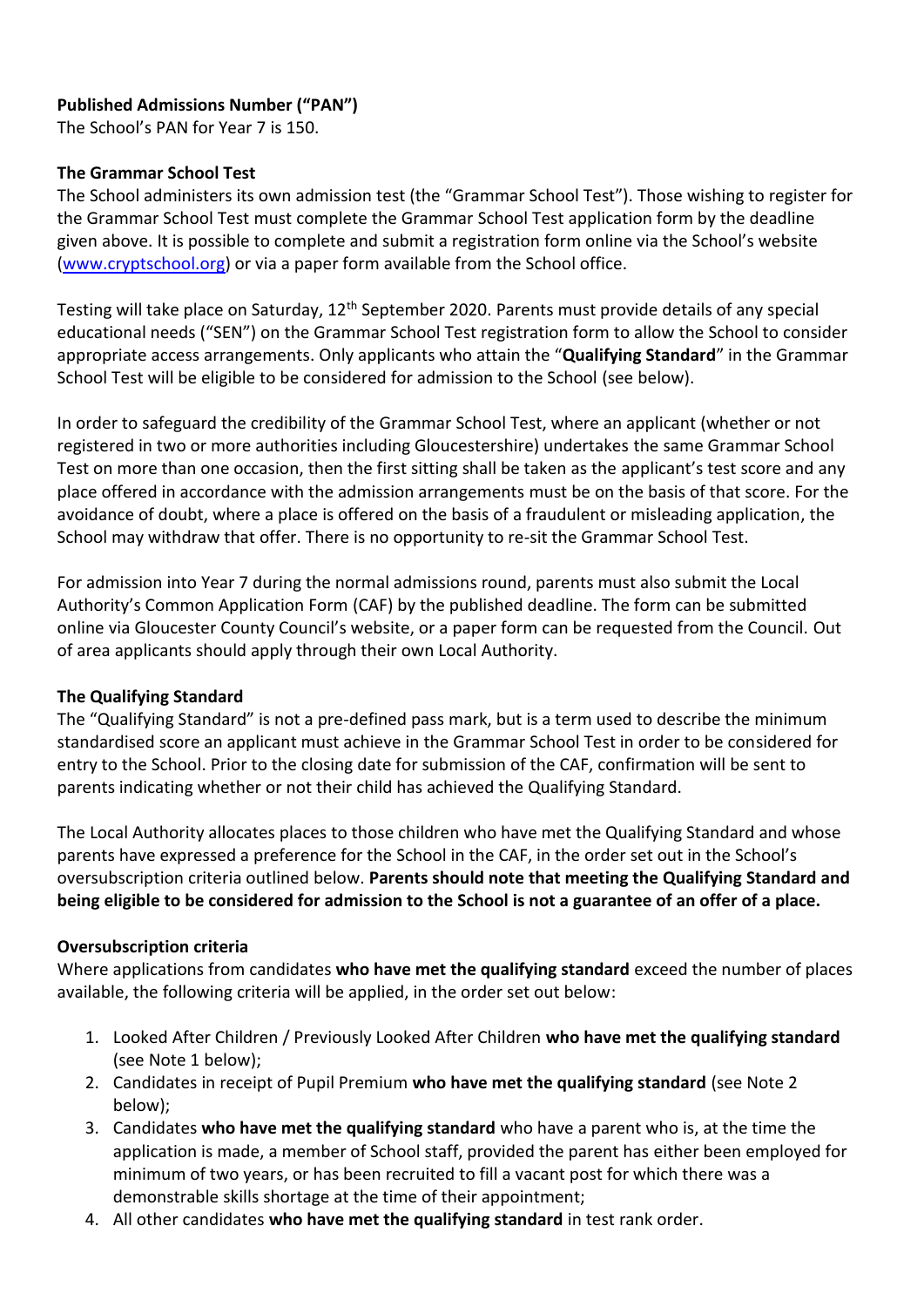**Published Admissions Number ("PAN")**

The School's PAN for Year 7 is 150.

**The Grammar School Test**

The School administers its own admission test (the "Grammar School Test"). Those wishing to register for the Grammar School Test must complete the Grammar School Test application form by the deadline given above. It is possible to complete and submit a registration form online via the School's website ([www.cryptschool.org](www.cryptschool.org)) or via a paper form available from the School office.

Testing will take place on Saturday, 12th September 2020. Parents must provide details of any special educational needs ("SEN") on the Grammar School Test registration form to allow the School to consider appropriate access arrangements. Only applicants who attain the "**Qualifying Standard**" in the Grammar School Test will be eligible to be considered for admission to the School (see below).

In order to safeguard the credibility of the Grammar School Test, where an applicant (whether or not registered in two or more authorities including Gloucestershire) undertakes the same Grammar School Test on more than one occasion, then the first sitting shall be taken as the applicant's test score and any place offered in accordance with the admission arrangements must be on the basis of that score. For the avoidance of doubt, where a place is offered on the basis of a fraudulent or misleading application, the School may withdraw that offer. There is no opportunity to re-sit the Grammar School Test.

For admission into Year 7 during the normal admissions round, parents must also submit the Local Authority's Common Application Form (CAF) by the published deadline. The form can be submitted online via Gloucester County Council's website, or a paper form can be requested from the Council. Out of area applicants should apply through their own Local Authority.

**The Qualifying Standard**

The "Qualifying Standard" is not a pre-defined pass mark, but is a term used to describe the minimum standardised score an applicant must achieve in the Grammar School Test in order to be considered for entry to the School. Prior to the closing date for submission of the CAF, confirmation will be sent to parents indicating whether or not their child has achieved the Qualifying Standard.

The Local Authority allocates places to those children who have met the Qualifying Standard and whose parents have expressed a preference for the School in the CAF, in the order set out in the School's oversubscription criteria outlined below. **Parents should note that meeting the Qualifying Standard and being eligible to be considered for admission to the School is not a guarantee of an offer of a place.**

**Oversubscription criteria**

Where applications from candidates **who have met the qualifying standard** exceed the number of places available, the following criteria will be applied, in the order set out below:

1. Looked After Children / Previously Looked After Children **who have met the qualifying standard** (see Note 1 below);
2. Candidates in receipt of Pupil Premium **who have met the qualifying standard** (see Note 2 below);
3. Candidates **who have met the qualifying standard** who have a parent who is, at the time the application is made, a member of School staff, provided the parent has either been employed for minimum of two years, or has been recruited to fill a vacant post for which there was a demonstrable skills shortage at the time of their appointment;
4. All other candidates **who have met the qualifying standard** in test rank order.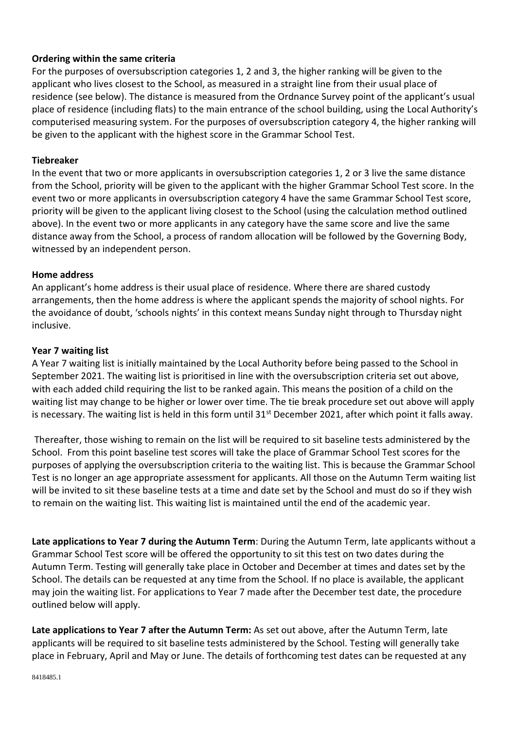**Ordering within the same criteria**

For the purposes of oversubscription categories 1, 2 and 3, the higher ranking will be given to the applicant who lives closest to the School, as measured in a straight line from their usual place of residence (see below). The distance is measured from the Ordnance Survey point of the applicant's usual place of residence (including flats) to the main entrance of the school building, using the Local Authority's computerised measuring system. For the purposes of oversubscription category 4, the higher ranking will be given to the applicant with the highest score in the Grammar School Test.

**Tiebreaker**

In the event that two or more applicants in oversubscription categories 1, 2 or 3 live the same distance from the School, priority will be given to the applicant with the higher Grammar School Test score. In the event two or more applicants in oversubscription category 4 have the same Grammar School Test score, priority will be given to the applicant living closest to the School (using the calculation method outlined above). In the event two or more applicants in any category have the same score and live the same distance away from the School, a process of random allocation will be followed by the Governing Body, witnessed by an independent person.

**Home address**

An applicant's home address is their usual place of residence. Where there are shared custody arrangements, then the home address is where the applicant spends the majority of school nights. For the avoidance of doubt, 'schools nights' in this context means Sunday night through to Thursday night inclusive.

**Year 7 waiting list**

A Year 7 waiting list is initially maintained by the Local Authority before being passed to the School in September 2021. The waiting list is prioritised in line with the oversubscription criteria set out above, with each added child requiring the list to be ranked again. This means the position of a child on the waiting list may change to be higher or lower over time. The tie break procedure set out above will apply is necessary. The waiting list is held in this form until 31st December 2021, after which point it falls away.

Thereafter, those wishing to remain on the list will be required to sit baseline tests administered by the School. From this point baseline test scores will take the place of Grammar School Test scores for the purposes of applying the oversubscription criteria to the waiting list. This is because the Grammar School Test is no longer an age appropriate assessment for applicants. All those on the Autumn Term waiting list will be invited to sit these baseline tests at a time and date set by the School and must do so if they wish to remain on the waiting list. This waiting list is maintained until the end of the academic year.

**Late applications to Year 7 during the Autumn Term**: During the Autumn Term, late applicants without a Grammar School Test score will be offered the opportunity to sit this test on two dates during the Autumn Term. Testing will generally take place in October and December at times and dates set by the School. The details can be requested at any time from the School. If no place is available, the applicant may join the waiting list. For applications to Year 7 made after the December test date, the procedure outlined below will apply.

**Late applications to Year 7 after the Autumn Term:** As set out above, after the Autumn Term, late applicants will be required to sit baseline tests administered by the School. Testing will generally take place in February, April and May or June. The details of forthcoming test dates can be requested at any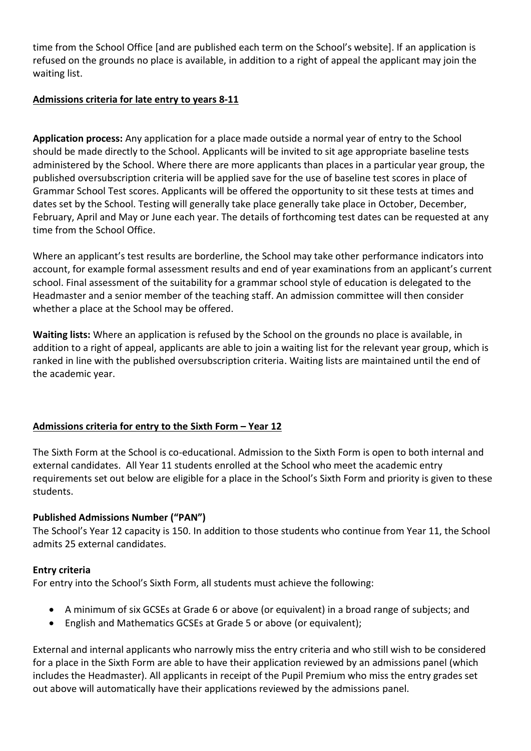time from the School Office [and are published each term on the School's website]. If an application is refused on the grounds no place is available, in addition to a right of appeal the applicant may join the waiting list.

## Admissions criteria for late entry to years 8-11

**Application process:** Any application for a place made outside a normal year of entry to the School should be made directly to the School. Applicants will be invited to sit age appropriate baseline tests administered by the School. Where there are more applicants than places in a particular year group, the published oversubscription criteria will be applied save for the use of baseline test scores in place of Grammar School Test scores. Applicants will be offered the opportunity to sit these tests at times and dates set by the School. Testing will generally take place generally take place in October, December, February, April and May or June each year. The details of forthcoming test dates can be requested at any time from the School Office.

Where an applicant's test results are borderline, the School may take other performance indicators into account, for example formal assessment results and end of year examinations from an applicant's current school. Final assessment of the suitability for a grammar school style of education is delegated to the Headmaster and a senior member of the teaching staff. An admission committee will then consider whether a place at the School may be offered.

**Waiting lists:** Where an application is refused by the School on the grounds no place is available, in addition to a right of appeal, applicants are able to join a waiting list for the relevant year group, which is ranked in line with the published oversubscription criteria. Waiting lists are maintained until the end of the academic year.

## Admissions criteria for entry to the Sixth Form – Year 12

The Sixth Form at the School is co-educational. Admission to the Sixth Form is open to both internal and external candidates. All Year 11 students enrolled at the School who meet the academic entry requirements set out below are eligible for a place in the School's Sixth Form and priority is given to these students.

### Published Admissions Number ("PAN")

The School's Year 12 capacity is 150. In addition to those students who continue from Year 11, the School admits 25 external candidates.

### Entry criteria

For entry into the School's Sixth Form, all students must achieve the following:

- A minimum of six GCSEs at Grade 6 or above (or equivalent) in a broad range of subjects; and
- English and Mathematics GCSEs at Grade 5 or above (or equivalent);

External and internal applicants who narrowly miss the entry criteria and who still wish to be considered for a place in the Sixth Form are able to have their application reviewed by an admissions panel (which includes the Headmaster). All applicants in receipt of the Pupil Premium who miss the entry grades set out above will automatically have their applications reviewed by the admissions panel.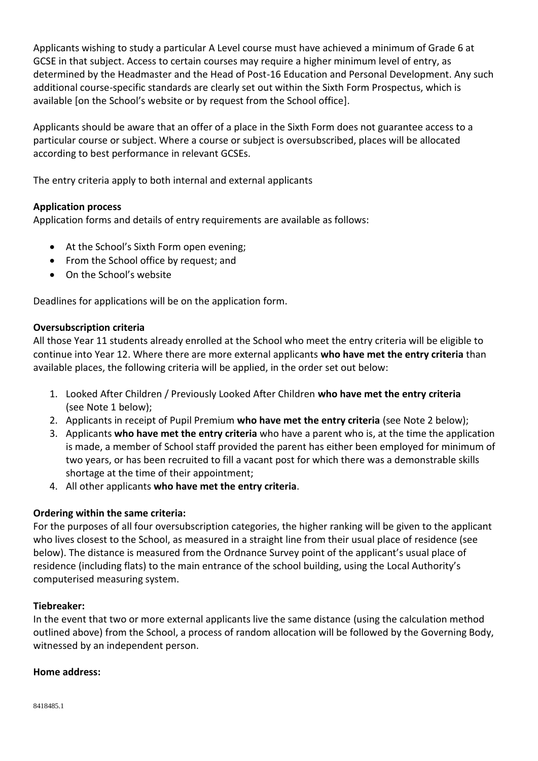Applicants wishing to study a particular A Level course must have achieved a minimum of Grade 6 at GCSE in that subject. Access to certain courses may require a higher minimum level of entry, as determined by the Headmaster and the Head of Post-16 Education and Personal Development. Any such additional course-specific standards are clearly set out within the Sixth Form Prospectus, which is available [on the School's website or by request from the School office].

Applicants should be aware that an offer of a place in the Sixth Form does not guarantee access to a particular course or subject. Where a course or subject is oversubscribed, places will be allocated according to best performance in relevant GCSEs.

The entry criteria apply to both internal and external applicants

**Application process**
Application forms and details of entry requirements are available as follows:

- At the School's Sixth Form open evening;
- From the School office by request; and
- On the School's website

Deadlines for applications will be on the application form.

**Oversubscription criteria**
All those Year 11 students already enrolled at the School who meet the entry criteria will be eligible to continue into Year 12. Where there are more external applicants **who have met the entry criteria** than available places, the following criteria will be applied, in the order set out below:

1. Looked After Children / Previously Looked After Children **who have met the entry criteria** (see Note 1 below);
2. Applicants in receipt of Pupil Premium **who have met the entry criteria** (see Note 2 below);
3. Applicants **who have met the entry criteria** who have a parent who is, at the time the application is made, a member of School staff provided the parent has either been employed for minimum of two years, or has been recruited to fill a vacant post for which there was a demonstrable skills shortage at the time of their appointment;
4. All other applicants **who have met the entry criteria**.

**Ordering within the same criteria:**
For the purposes of all four oversubscription categories, the higher ranking will be given to the applicant who lives closest to the School, as measured in a straight line from their usual place of residence (see below). The distance is measured from the Ordnance Survey point of the applicant's usual place of residence (including flats) to the main entrance of the school building, using the Local Authority's computerised measuring system.

**Tiebreaker:**
In the event that two or more external applicants live the same distance (using the calculation method outlined above) from the School, a process of random allocation will be followed by the Governing Body, witnessed by an independent person.

**Home address:**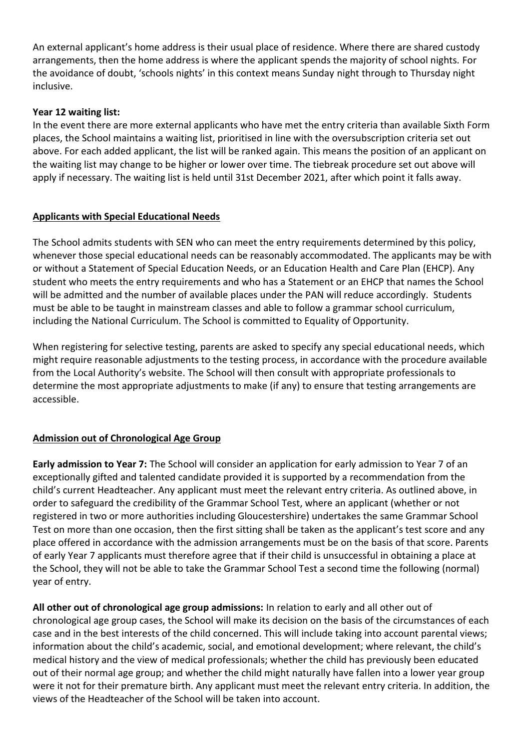An external applicant's home address is their usual place of residence. Where there are shared custody arrangements, then the home address is where the applicant spends the majority of school nights. For the avoidance of doubt, 'schools nights' in this context means Sunday night through to Thursday night inclusive.

**Year 12 waiting list:**

In the event there are more external applicants who have met the entry criteria than available Sixth Form places, the School maintains a waiting list, prioritised in line with the oversubscription criteria set out above. For each added applicant, the list will be ranked again. This means the position of an applicant on the waiting list may change to be higher or lower over time. The tiebreak procedure set out above will apply if necessary. The waiting list is held until 31st December 2021, after which point it falls away.

## <u>Applicants with Special Educational Needs</u>

The School admits students with SEN who can meet the entry requirements determined by this policy, whenever those special educational needs can be reasonably accommodated. The applicants may be with or without a Statement of Special Education Needs, or an Education Health and Care Plan (EHCP). Any student who meets the entry requirements and who has a Statement or an EHCP that names the School will be admitted and the number of available places under the PAN will reduce accordingly. Students must be able to be taught in mainstream classes and able to follow a grammar school curriculum, including the National Curriculum. The School is committed to Equality of Opportunity.

When registering for selective testing, parents are asked to specify any special educational needs, which might require reasonable adjustments to the testing process, in accordance with the procedure available from the Local Authority's website. The School will then consult with appropriate professionals to determine the most appropriate adjustments to make (if any) to ensure that testing arrangements are accessible.

## <u>Admission out of Chronological Age Group</u>

**Early admission to Year 7:** The School will consider an application for early admission to Year 7 of an exceptionally gifted and talented candidate provided it is supported by a recommendation from the child's current Headteacher. Any applicant must meet the relevant entry criteria. As outlined above, in order to safeguard the credibility of the Grammar School Test, where an applicant (whether or not registered in two or more authorities including Gloucestershire) undertakes the same Grammar School Test on more than one occasion, then the first sitting shall be taken as the applicant's test score and any place offered in accordance with the admission arrangements must be on the basis of that score. Parents of early Year 7 applicants must therefore agree that if their child is unsuccessful in obtaining a place at the School, they will not be able to take the Grammar School Test a second time the following (normal) year of entry.

**All other out of chronological age group admissions:** In relation to early and all other out of chronological age group cases, the School will make its decision on the basis of the circumstances of each case and in the best interests of the child concerned. This will include taking into account parental views; information about the child's academic, social, and emotional development; where relevant, the child's medical history and the view of medical professionals; whether the child has previously been educated out of their normal age group; and whether the child might naturally have fallen into a lower year group were it not for their premature birth. Any applicant must meet the relevant entry criteria. In addition, the views of the Headteacher of the School will be taken into account.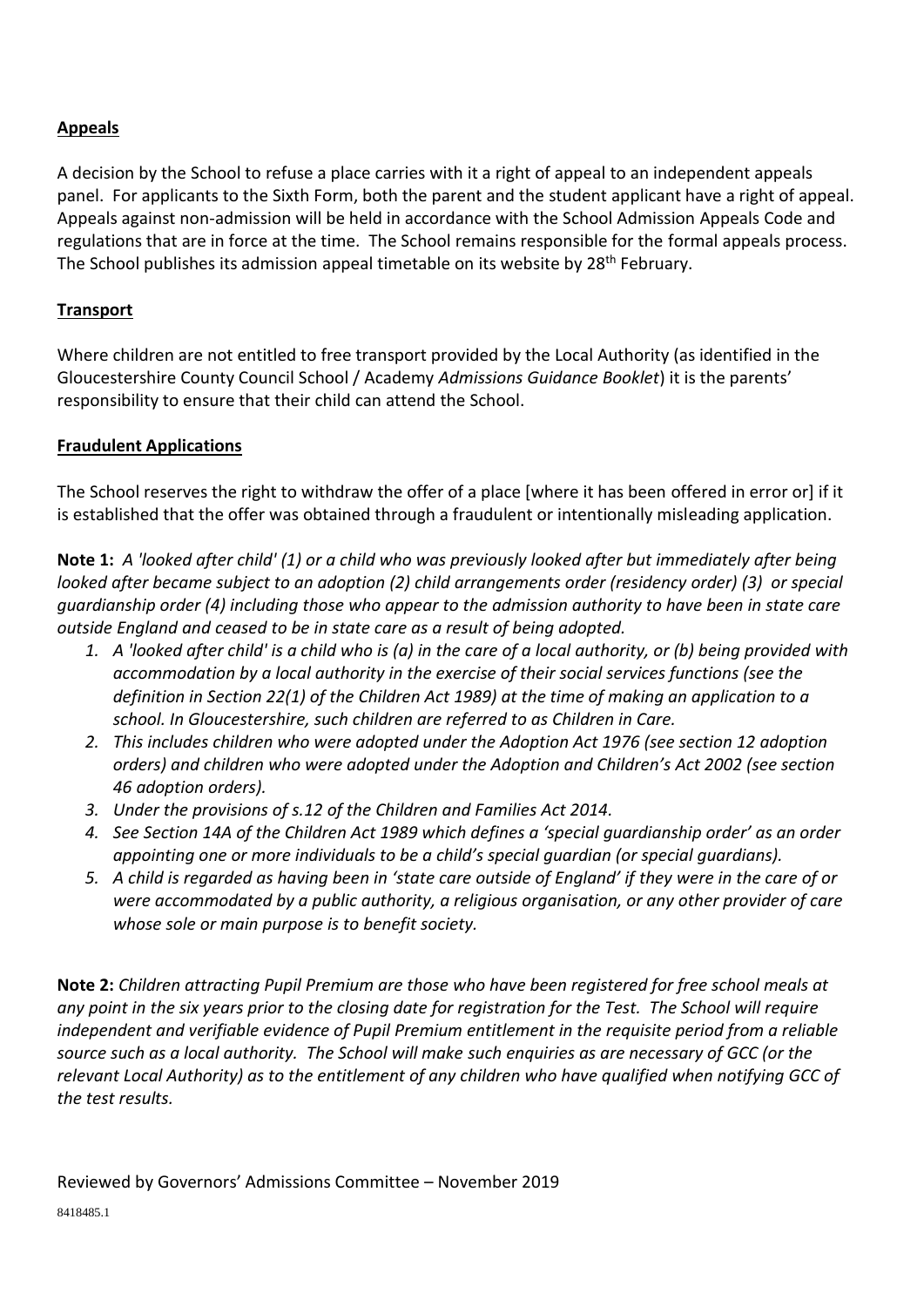## **Appeals**

A decision by the School to refuse a place carries with it a right of appeal to an independent appeals panel. For applicants to the Sixth Form, both the parent and the student applicant have a right of appeal. Appeals against non-admission will be held in accordance with the School Admission Appeals Code and regulations that are in force at the time. The School remains responsible for the formal appeals process. The School publishes its admission appeal timetable on its website by 28th February.

## **Transport**

Where children are not entitled to free transport provided by the Local Authority (as identified in the Gloucestershire County Council School / Academy *Admissions Guidance Booklet*) it is the parents' responsibility to ensure that their child can attend the School.

## **Fraudulent Applications**

The School reserves the right to withdraw the offer of a place [where it has been offered in error or] if it is established that the offer was obtained through a fraudulent or intentionally misleading application.

**Note 1:** *A 'looked after child' (1) or a child who was previously looked after but immediately after being looked after became subject to an adoption (2) child arrangements order (residency order) (3) or special guardianship order (4) including those who appear to the admission authority to have been in state care outside England and ceased to be in state care as a result of being adopted.*

1. *A 'looked after child' is a child who is (a) in the care of a local authority, or (b) being provided with accommodation by a local authority in the exercise of their social services functions (see the definition in Section 22(1) of the Children Act 1989) at the time of making an application to a school. In Gloucestershire, such children are referred to as Children in Care.*
2. *This includes children who were adopted under the Adoption Act 1976 (see section 12 adoption orders) and children who were adopted under the Adoption and Children's Act 2002 (see section 46 adoption orders).*
3. *Under the provisions of s.12 of the Children and Families Act 2014.*
4. *See Section 14A of the Children Act 1989 which defines a 'special guardianship order' as an order appointing one or more individuals to be a child's special guardian (or special guardians).*
5. *A child is regarded as having been in 'state care outside of England' if they were in the care of or were accommodated by a public authority, a religious organisation, or any other provider of care whose sole or main purpose is to benefit society.*

**Note 2:** *Children attracting Pupil Premium are those who have been registered for free school meals at any point in the six years prior to the closing date for registration for the Test. The School will require independent and verifiable evidence of Pupil Premium entitlement in the requisite period from a reliable source such as a local authority. The School will make such enquiries as are necessary of GCC (or the relevant Local Authority) as to the entitlement of any children who have qualified when notifying GCC of the test results.*

Reviewed by Governors' Admissions Committee – November 2019

8418485.1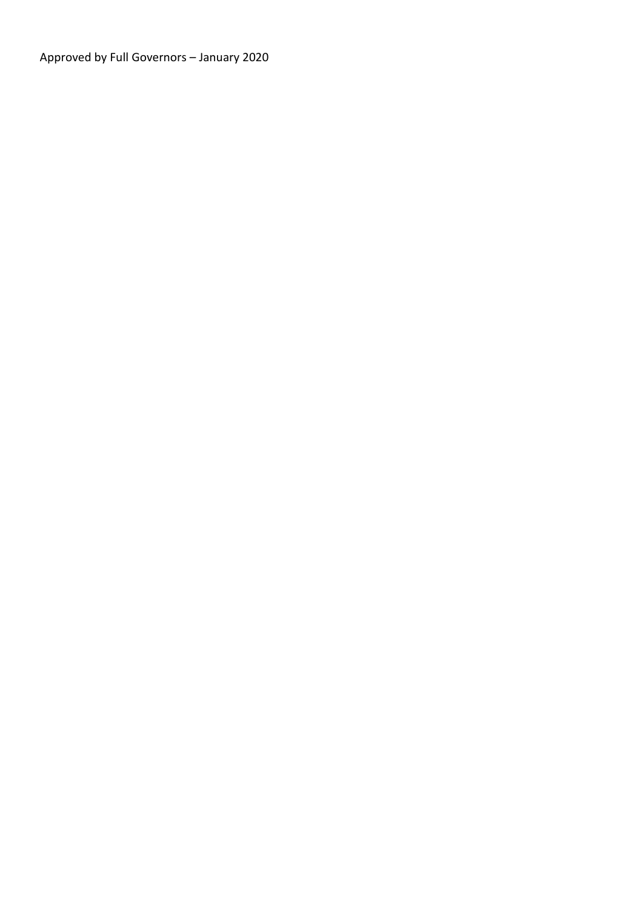Approved by Full Governors – January 2020